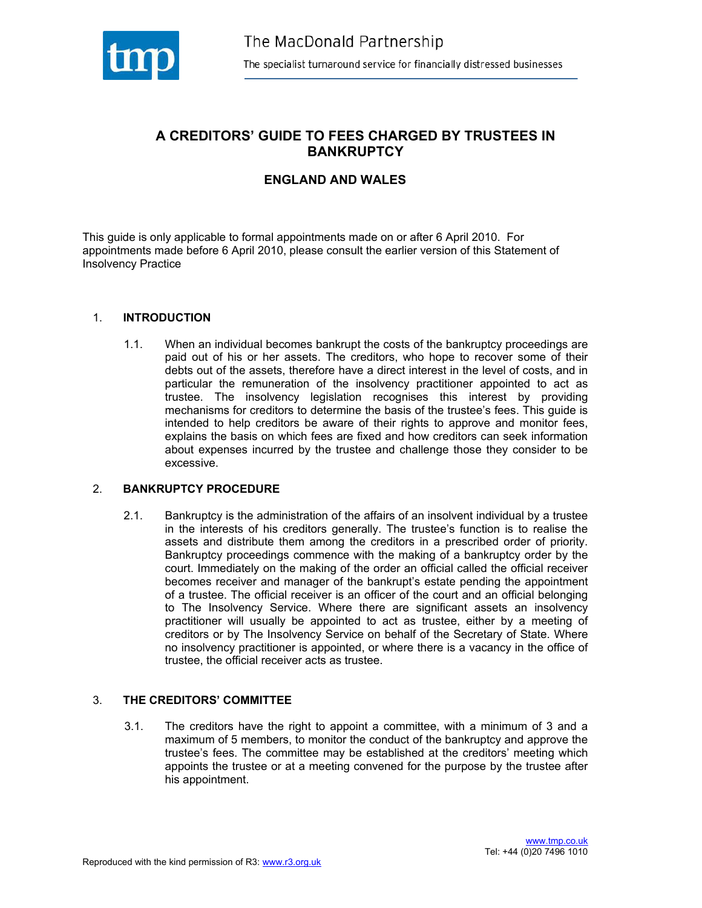The MacDonald Partnership

The specialist turnaround service for financially distressed businesses

# A CREDITORS' GUIDE TO FEES CHARGED BY TRUSTEES IN BANKRUPTCY

## ENGLAND AND WALES

This guide is only applicable to formal appointments made on or after 6 April 2010. For appointments made before 6 April 2010, please consult the earlier version of this Statement of Insolvency Practice

### 1. INTRODUCTION

1.1. When an individual becomes bankrupt the costs of the bankruptcy proceedings are paid out of his or her assets. The creditors, who hope to recover some of their debts out of the assets, therefore have a direct interest in the level of costs, and in particular the remuneration of the insolvency practitioner appointed to act as trustee. The insolvency legislation recognises this interest by providing mechanisms for creditors to determine the basis of the trustee's fees. This guide is intended to help creditors be aware of their rights to approve and monitor fees, explains the basis on which fees are fixed and how creditors can seek information about expenses incurred by the trustee and challenge those they consider to be excessive.

### 2. BANKRUPTCY PROCEDURE

2.1. Bankruptcy is the administration of the affairs of an insolvent individual by a trustee in the interests of his creditors generally. The trustee's function is to realise the assets and distribute them among the creditors in a prescribed order of priority. Bankruptcy proceedings commence with the making of a bankruptcy order by the court. Immediately on the making of the order an official called the official receiver becomes receiver and manager of the bankrupt's estate pending the appointment of a trustee. The official receiver is an officer of the court and an official belonging to The Insolvency Service. Where there are significant assets an insolvency practitioner will usually be appointed to act as trustee, either by a meeting of creditors or by The Insolvency Service on behalf of the Secretary of State. Where no insolvency practitioner is appointed, or where there is a vacancy in the office of trustee, the official receiver acts as trustee.

### 3. THE CREDITORS' COMMITTEE

3.1. The creditors have the right to appoint a committee, with a minimum of 3 and a maximum of 5 members, to monitor the conduct of the bankruptcy and approve the trustee's fees. The committee may be established at the creditors' meeting which appoints the trustee or at a meeting convened for the purpose by the trustee after his appointment.

www.tmp.co.uk
Tel: +44 (0)20 7496 1010

Reproduced with the kind permission of R3: www.r3.org.uk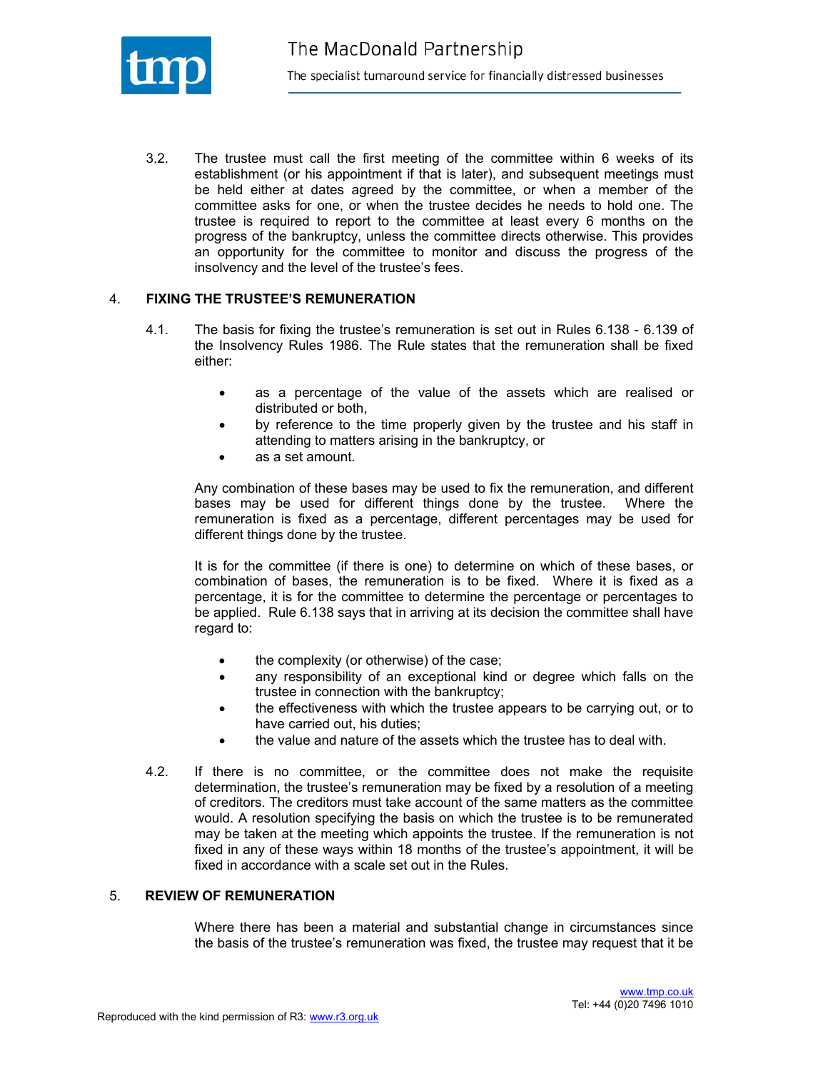3.2. The trustee must call the first meeting of the committee within 6 weeks of its establishment (or his appointment if that is later), and subsequent meetings must be held either at dates agreed by the committee, or when a member of the committee asks for one, or when the trustee decides he needs to hold one. The trustee is required to report to the committee at least every 6 months on the progress of the bankruptcy, unless the committee directs otherwise. This provides an opportunity for the committee to monitor and discuss the progress of the insolvency and the level of the trustee's fees.

## 4. FIXING THE TRUSTEE'S REMUNERATION

4.1. The basis for fixing the trustee's remuneration is set out in Rules 6.138 - 6.139 of the Insolvency Rules 1986. The Rule states that the remuneration shall be fixed either:

- as a percentage of the value of the assets which are realised or distributed or both,
- by reference to the time properly given by the trustee and his staff in attending to matters arising in the bankruptcy, or
- as a set amount.

Any combination of these bases may be used to fix the remuneration, and different bases may be used for different things done by the trustee. Where the remuneration is fixed as a percentage, different percentages may be used for different things done by the trustee.

It is for the committee (if there is one) to determine on which of these bases, or combination of bases, the remuneration is to be fixed. Where it is fixed as a percentage, it is for the committee to determine the percentage or percentages to be applied. Rule 6.138 says that in arriving at its decision the committee shall have regard to:

- the complexity (or otherwise) of the case;
- any responsibility of an exceptional kind or degree which falls on the trustee in connection with the bankruptcy;
- the effectiveness with which the trustee appears to be carrying out, or to have carried out, his duties;
- the value and nature of the assets which the trustee has to deal with.

4.2. If there is no committee, or the committee does not make the requisite determination, the trustee's remuneration may be fixed by a resolution of a meeting of creditors. The creditors must take account of the same matters as the committee would. A resolution specifying the basis on which the trustee is to be remunerated may be taken at the meeting which appoints the trustee. If the remuneration is not fixed in any of these ways within 18 months of the trustee's appointment, it will be fixed in accordance with a scale set out in the Rules.

## 5. REVIEW OF REMUNERATION

Where there has been a material and substantial change in circumstances since the basis of the trustee's remuneration was fixed, the trustee may request that it be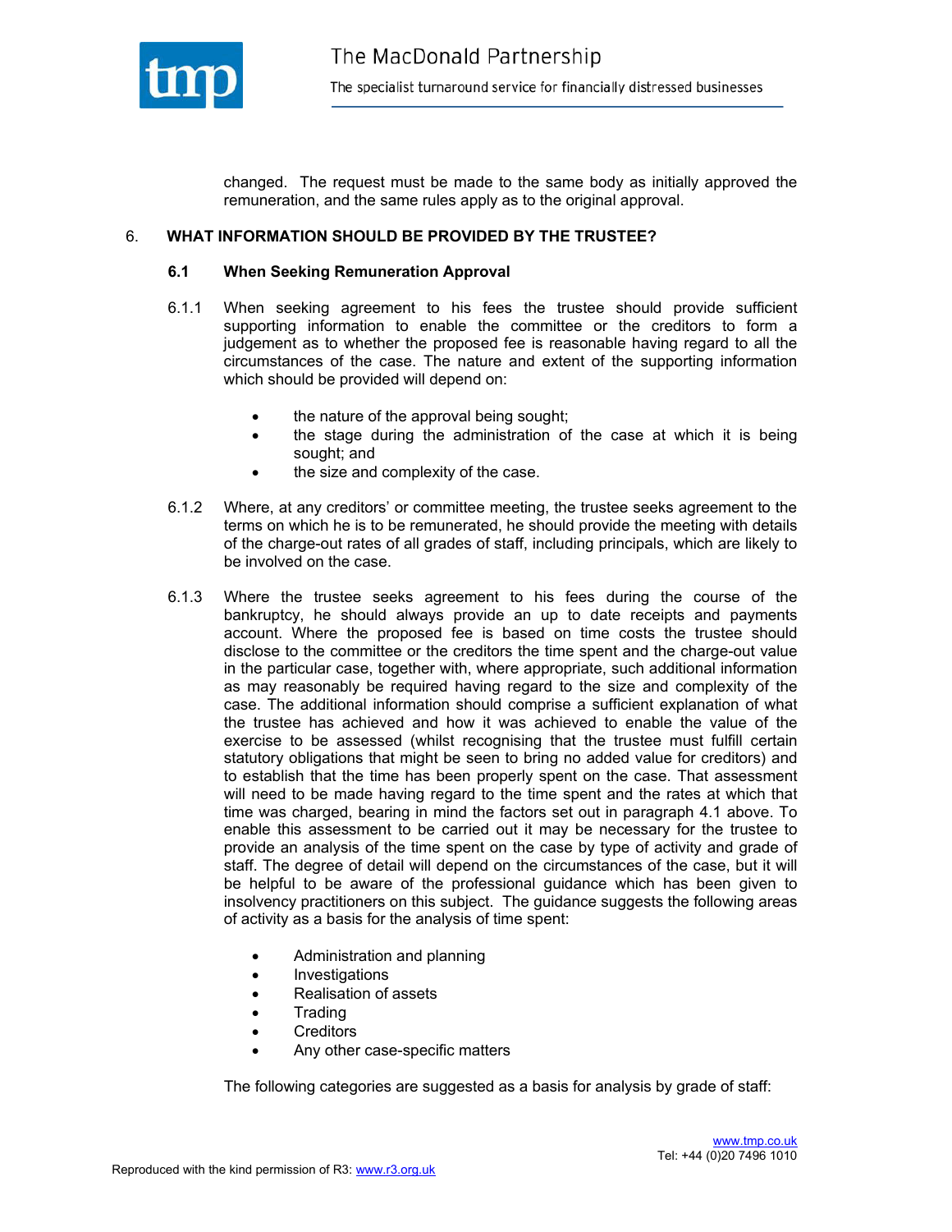changed. The request must be made to the same body as initially approved the remuneration, and the same rules apply as to the original approval.

## 6. WHAT INFORMATION SHOULD BE PROVIDED BY THE TRUSTEE?

### 6.1 When Seeking Remuneration Approval

6.1.1 When seeking agreement to his fees the trustee should provide sufficient supporting information to enable the committee or the creditors to form a judgement as to whether the proposed fee is reasonable having regard to all the circumstances of the case. The nature and extent of the supporting information which should be provided will depend on:

- the nature of the approval being sought;
- the stage during the administration of the case at which it is being sought; and
- the size and complexity of the case.

6.1.2 Where, at any creditors' or committee meeting, the trustee seeks agreement to the terms on which he is to be remunerated, he should provide the meeting with details of the charge-out rates of all grades of staff, including principals, which are likely to be involved on the case.

6.1.3 Where the trustee seeks agreement to his fees during the course of the bankruptcy, he should always provide an up to date receipts and payments account. Where the proposed fee is based on time costs the trustee should disclose to the committee or the creditors the time spent and the charge-out value in the particular case, together with, where appropriate, such additional information as may reasonably be required having regard to the size and complexity of the case. The additional information should comprise a sufficient explanation of what the trustee has achieved and how it was achieved to enable the value of the exercise to be assessed (whilst recognising that the trustee must fulfill certain statutory obligations that might be seen to bring no added value for creditors) and to establish that the time has been properly spent on the case. That assessment will need to be made having regard to the time spent and the rates at which that time was charged, bearing in mind the factors set out in paragraph 4.1 above. To enable this assessment to be carried out it may be necessary for the trustee to provide an analysis of the time spent on the case by type of activity and grade of staff. The degree of detail will depend on the circumstances of the case, but it will be helpful to be aware of the professional guidance which has been given to insolvency practitioners on this subject. The guidance suggests the following areas of activity as a basis for the analysis of time spent:

- Administration and planning
- Investigations
- Realisation of assets
- Trading
- Creditors
- Any other case-specific matters

The following categories are suggested as a basis for analysis by grade of staff: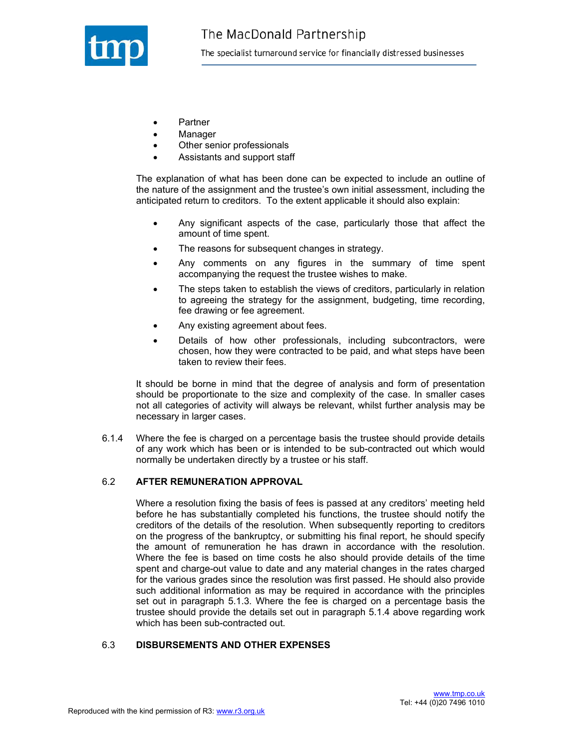- Partner
- Manager
- Other senior professionals
- Assistants and support staff

The explanation of what has been done can be expected to include an outline of the nature of the assignment and the trustee's own initial assessment, including the anticipated return to creditors. To the extent applicable it should also explain:

- Any significant aspects of the case, particularly those that affect the amount of time spent.
- The reasons for subsequent changes in strategy.
- Any comments on any figures in the summary of time spent accompanying the request the trustee wishes to make.
- The steps taken to establish the views of creditors, particularly in relation to agreeing the strategy for the assignment, budgeting, time recording, fee drawing or fee agreement.
- Any existing agreement about fees.
- Details of how other professionals, including subcontractors, were chosen, how they were contracted to be paid, and what steps have been taken to review their fees.

It should be borne in mind that the degree of analysis and form of presentation should be proportionate to the size and complexity of the case. In smaller cases not all categories of activity will always be relevant, whilst further analysis may be necessary in larger cases.

6.1.4 Where the fee is charged on a percentage basis the trustee should provide details of any work which has been or is intended to be sub-contracted out which would normally be undertaken directly by a trustee or his staff.

### 6.2 AFTER REMUNERATION APPROVAL

Where a resolution fixing the basis of fees is passed at any creditors' meeting held before he has substantially completed his functions, the trustee should notify the creditors of the details of the resolution. When subsequently reporting to creditors on the progress of the bankruptcy, or submitting his final report, he should specify the amount of remuneration he has drawn in accordance with the resolution. Where the fee is based on time costs he also should provide details of the time spent and charge-out value to date and any material changes in the rates charged for the various grades since the resolution was first passed. He should also provide such additional information as may be required in accordance with the principles set out in paragraph 5.1.3. Where the fee is charged on a percentage basis the trustee should provide the details set out in paragraph 5.1.4 above regarding work which has been sub-contracted out.

### 6.3 DISBURSEMENTS AND OTHER EXPENSES

Reproduced with the kind permission of R3: www.r3.org.uk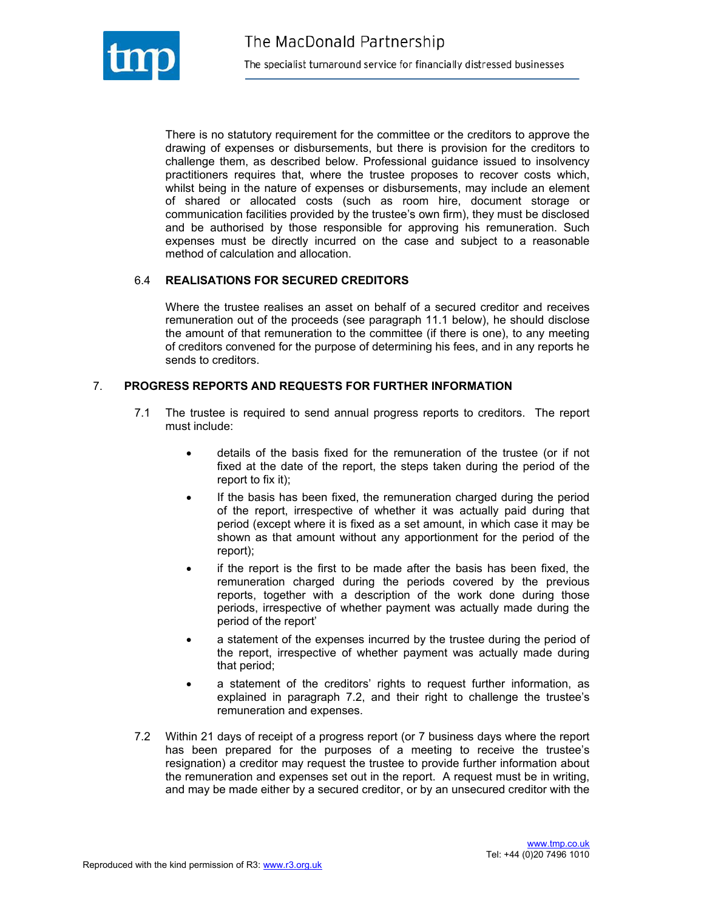There is no statutory requirement for the committee or the creditors to approve the drawing of expenses or disbursements, but there is provision for the creditors to challenge them, as described below. Professional guidance issued to insolvency practitioners requires that, where the trustee proposes to recover costs which, whilst being in the nature of expenses or disbursements, may include an element of shared or allocated costs (such as room hire, document storage or communication facilities provided by the trustee's own firm), they must be disclosed and be authorised by those responsible for approving his remuneration. Such expenses must be directly incurred on the case and subject to a reasonable method of calculation and allocation.

### 6.4 REALISATIONS FOR SECURED CREDITORS

Where the trustee realises an asset on behalf of a secured creditor and receives remuneration out of the proceeds (see paragraph 11.1 below), he should disclose the amount of that remuneration to the committee (if there is one), to any meeting of creditors convened for the purpose of determining his fees, and in any reports he sends to creditors.

## 7. PROGRESS REPORTS AND REQUESTS FOR FURTHER INFORMATION

7.1 The trustee is required to send annual progress reports to creditors. The report must include:

- details of the basis fixed for the remuneration of the trustee (or if not fixed at the date of the report, the steps taken during the period of the report to fix it);
- If the basis has been fixed, the remuneration charged during the period of the report, irrespective of whether it was actually paid during that period (except where it is fixed as a set amount, in which case it may be shown as that amount without any apportionment for the period of the report);
- if the report is the first to be made after the basis has been fixed, the remuneration charged during the periods covered by the previous reports, together with a description of the work done during those periods, irrespective of whether payment was actually made during the period of the report'
- a statement of the expenses incurred by the trustee during the period of the report, irrespective of whether payment was actually made during that period;
- a statement of the creditors' rights to request further information, as explained in paragraph 7.2, and their right to challenge the trustee's remuneration and expenses.

7.2 Within 21 days of receipt of a progress report (or 7 business days where the report has been prepared for the purposes of a meeting to receive the trustee's resignation) a creditor may request the trustee to provide further information about the remuneration and expenses set out in the report. A request must be in writing, and may be made either by a secured creditor, or by an unsecured creditor with the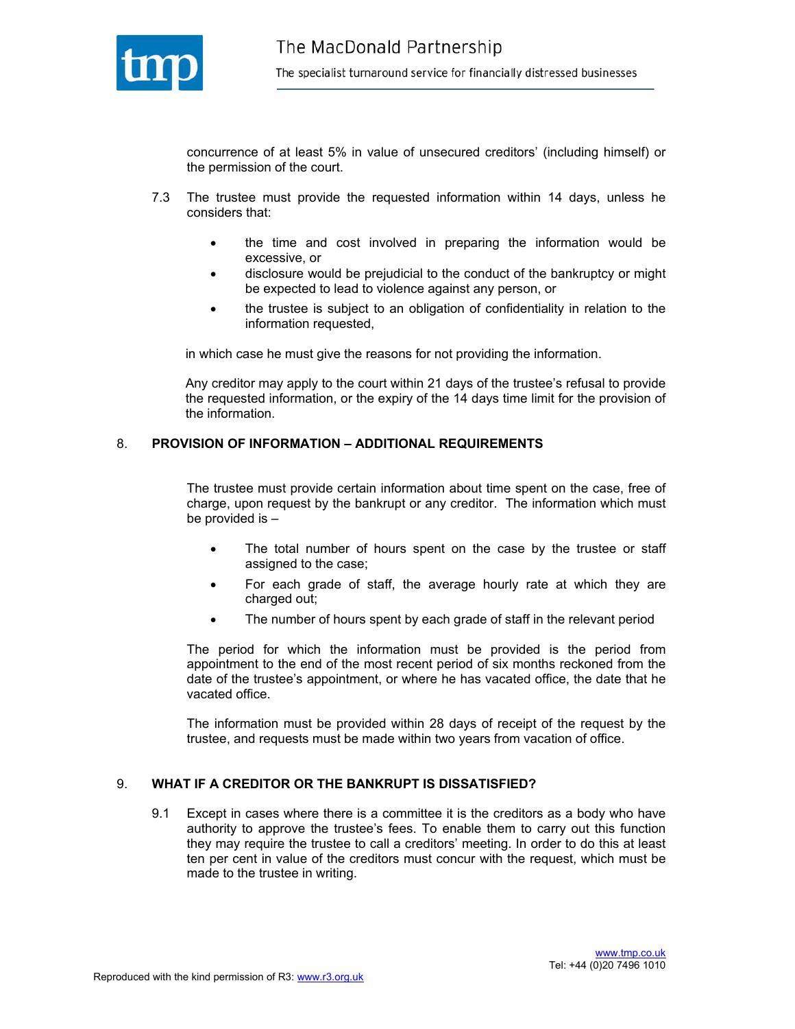concurrence of at least 5% in value of unsecured creditors' (including himself) or the permission of the court.

7.3 The trustee must provide the requested information within 14 days, unless he considers that:

- the time and cost involved in preparing the information would be excessive, or
- disclosure would be prejudicial to the conduct of the bankruptcy or might be expected to lead to violence against any person, or
- the trustee is subject to an obligation of confidentiality in relation to the information requested,

in which case he must give the reasons for not providing the information.

Any creditor may apply to the court within 21 days of the trustee's refusal to provide the requested information, or the expiry of the 14 days time limit for the provision of the information.

## 8. PROVISION OF INFORMATION – ADDITIONAL REQUIREMENTS

The trustee must provide certain information about time spent on the case, free of charge, upon request by the bankrupt or any creditor. The information which must be provided is –

- The total number of hours spent on the case by the trustee or staff assigned to the case;
- For each grade of staff, the average hourly rate at which they are charged out;
- The number of hours spent by each grade of staff in the relevant period

The period for which the information must be provided is the period from appointment to the end of the most recent period of six months reckoned from the date of the trustee's appointment, or where he has vacated office, the date that he vacated office.

The information must be provided within 28 days of receipt of the request by the trustee, and requests must be made within two years from vacation of office.

## 9. WHAT IF A CREDITOR OR THE BANKRUPT IS DISSATISFIED?

9.1 Except in cases where there is a committee it is the creditors as a body who have authority to approve the trustee's fees. To enable them to carry out this function they may require the trustee to call a creditors' meeting. In order to do this at least ten per cent in value of the creditors must concur with the request, which must be made to the trustee in writing.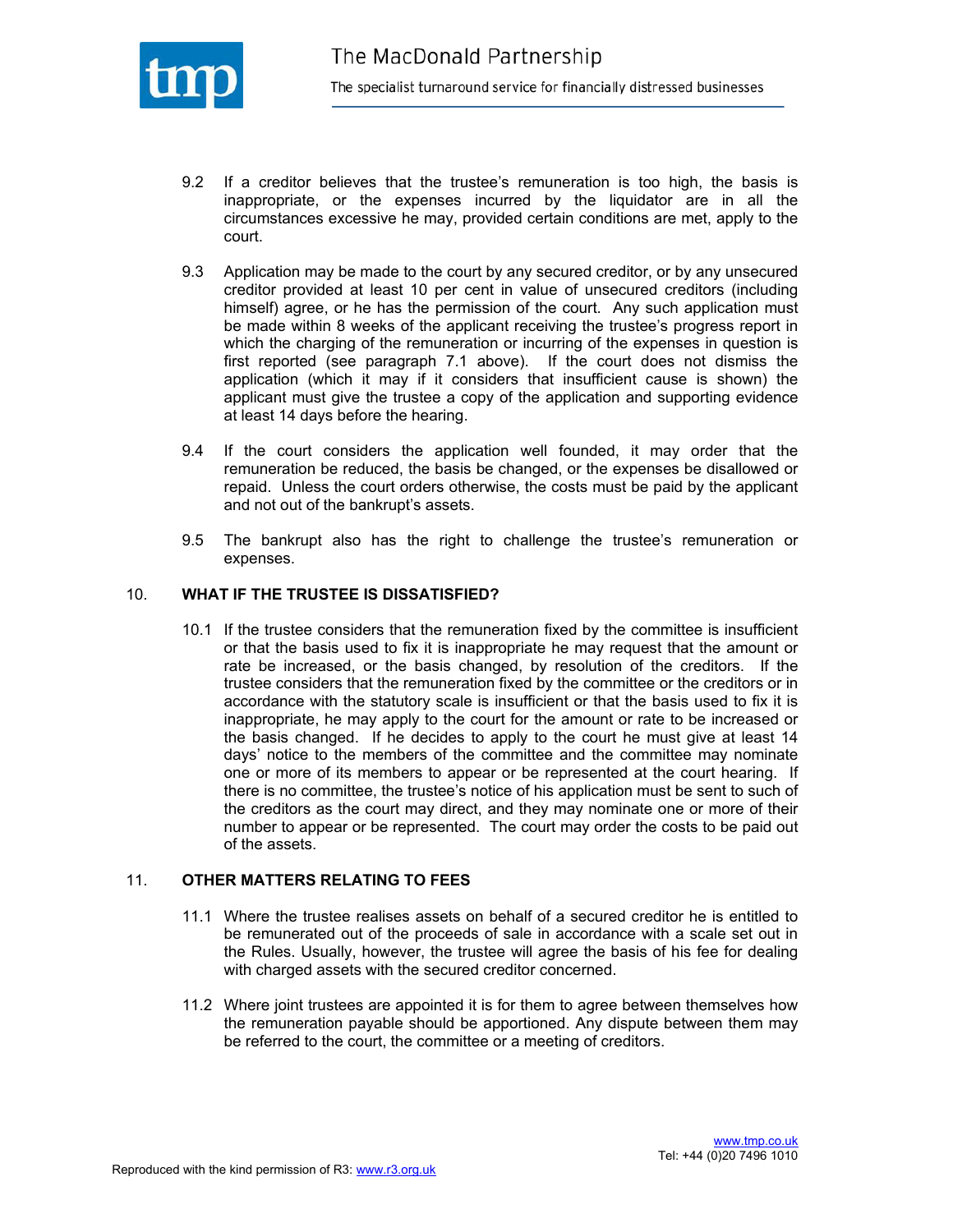9.2 If a creditor believes that the trustee's remuneration is too high, the basis is inappropriate, or the expenses incurred by the liquidator are in all the circumstances excessive he may, provided certain conditions are met, apply to the court.

9.3 Application may be made to the court by any secured creditor, or by any unsecured creditor provided at least 10 per cent in value of unsecured creditors (including himself) agree, or he has the permission of the court. Any such application must be made within 8 weeks of the applicant receiving the trustee's progress report in which the charging of the remuneration or incurring of the expenses in question is first reported (see paragraph 7.1 above). If the court does not dismiss the application (which it may if it considers that insufficient cause is shown) the applicant must give the trustee a copy of the application and supporting evidence at least 14 days before the hearing.

9.4 If the court considers the application well founded, it may order that the remuneration be reduced, the basis be changed, or the expenses be disallowed or repaid. Unless the court orders otherwise, the costs must be paid by the applicant and not out of the bankrupt's assets.

9.5 The bankrupt also has the right to challenge the trustee's remuneration or expenses.

## 10. WHAT IF THE TRUSTEE IS DISSATISFIED?

10.1 If the trustee considers that the remuneration fixed by the committee is insufficient or that the basis used to fix it is inappropriate he may request that the amount or rate be increased, or the basis changed, by resolution of the creditors. If the trustee considers that the remuneration fixed by the committee or the creditors or in accordance with the statutory scale is insufficient or that the basis used to fix it is inappropriate, he may apply to the court for the amount or rate to be increased or the basis changed. If he decides to apply to the court he must give at least 14 days' notice to the members of the committee and the committee may nominate one or more of its members to appear or be represented at the court hearing. If there is no committee, the trustee's notice of his application must be sent to such of the creditors as the court may direct, and they may nominate one or more of their number to appear or be represented. The court may order the costs to be paid out of the assets.

## 11. OTHER MATTERS RELATING TO FEES

11.1 Where the trustee realises assets on behalf of a secured creditor he is entitled to be remunerated out of the proceeds of sale in accordance with a scale set out in the Rules. Usually, however, the trustee will agree the basis of his fee for dealing with charged assets with the secured creditor concerned.

11.2 Where joint trustees are appointed it is for them to agree between themselves how the remuneration payable should be apportioned. Any dispute between them may be referred to the court, the committee or a meeting of creditors.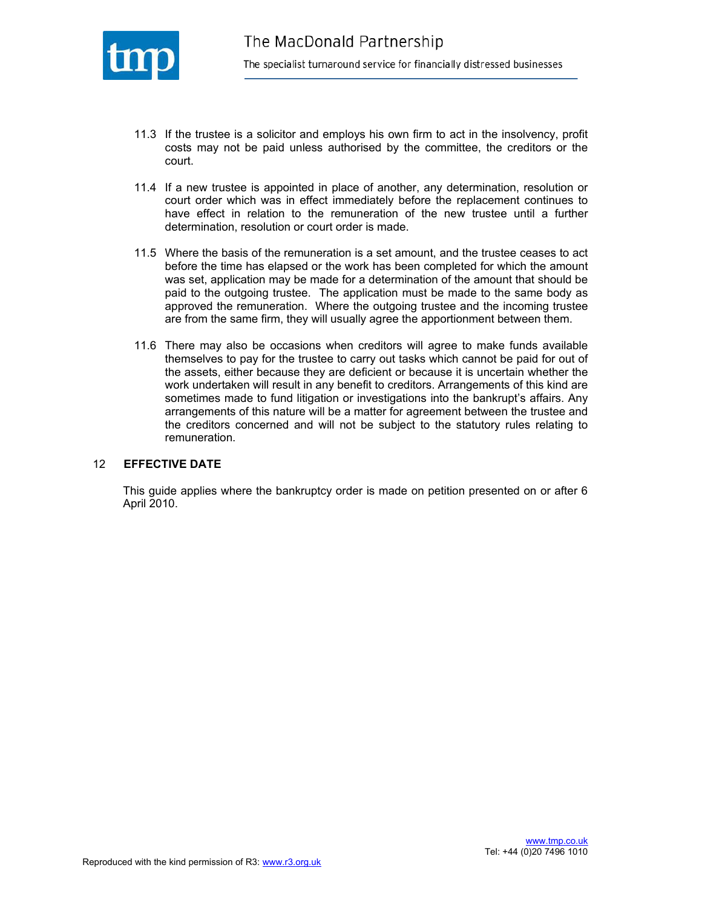11.3 If the trustee is a solicitor and employs his own firm to act in the insolvency, profit costs may not be paid unless authorised by the committee, the creditors or the court.

11.4 If a new trustee is appointed in place of another, any determination, resolution or court order which was in effect immediately before the replacement continues to have effect in relation to the remuneration of the new trustee until a further determination, resolution or court order is made.

11.5 Where the basis of the remuneration is a set amount, and the trustee ceases to act before the time has elapsed or the work has been completed for which the amount was set, application may be made for a determination of the amount that should be paid to the outgoing trustee. The application must be made to the same body as approved the remuneration. Where the outgoing trustee and the incoming trustee are from the same firm, they will usually agree the apportionment between them.

11.6 There may also be occasions when creditors will agree to make funds available themselves to pay for the trustee to carry out tasks which cannot be paid for out of the assets, either because they are deficient or because it is uncertain whether the work undertaken will result in any benefit to creditors. Arrangements of this kind are sometimes made to fund litigation or investigations into the bankrupt's affairs. Any arrangements of this nature will be a matter for agreement between the trustee and the creditors concerned and will not be subject to the statutory rules relating to remuneration.

## 12 EFFECTIVE DATE

This guide applies where the bankruptcy order is made on petition presented on or after 6 April 2010.